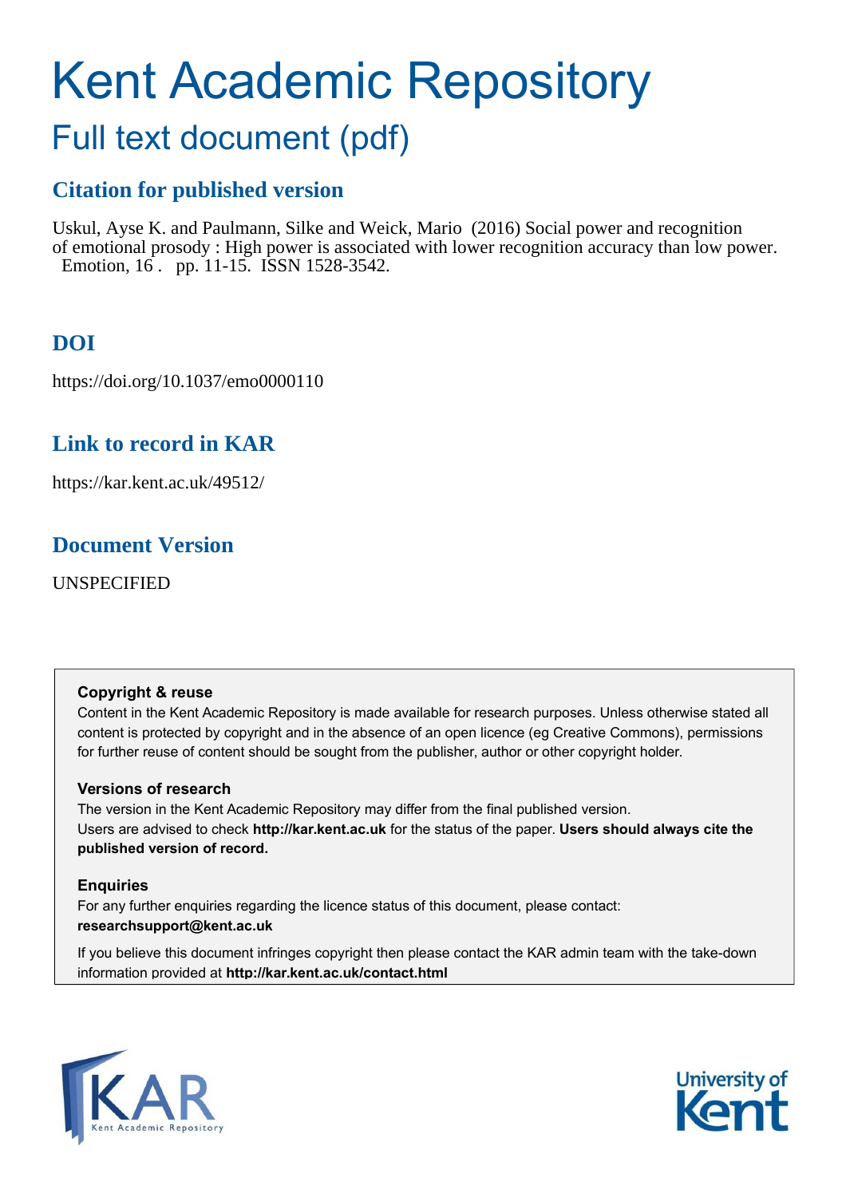# Kent Academic Repository

## Full text document (pdf)

### Citation for published version

Uskul, Ayse K. and Paulmann, Silke and Weick, Mario (2016) Social power and recognition of emotional prosody : High power is associated with lower recognition accuracy than low power. Emotion, 16 . pp. 11-15. ISSN 1528-3542.

### DOI

https://doi.org/10.1037/emo0000110

### Link to record in KAR

https://kar.kent.ac.uk/49512/

### Document Version

UNSPECIFIED

**Copyright & reuse**

Content in the Kent Academic Repository is made available for research purposes. Unless otherwise stated all content is protected by copyright and in the absence of an open licence (eg Creative Commons), permissions for further reuse of content should be sought from the publisher, author or other copyright holder.

**Versions of research**

The version in the Kent Academic Repository may differ from the final published version. Users are advised to check **http://kar.kent.ac.uk** for the status of the paper. **Users should always cite the published version of record.**

**Enquiries**

For any further enquiries regarding the licence status of this document, please contact: **researchsupport@kent.ac.uk**

If you believe this document infringes copyright then please contact the KAR admin team with the take-down information provided at **http://kar.kent.ac.uk/contact.html**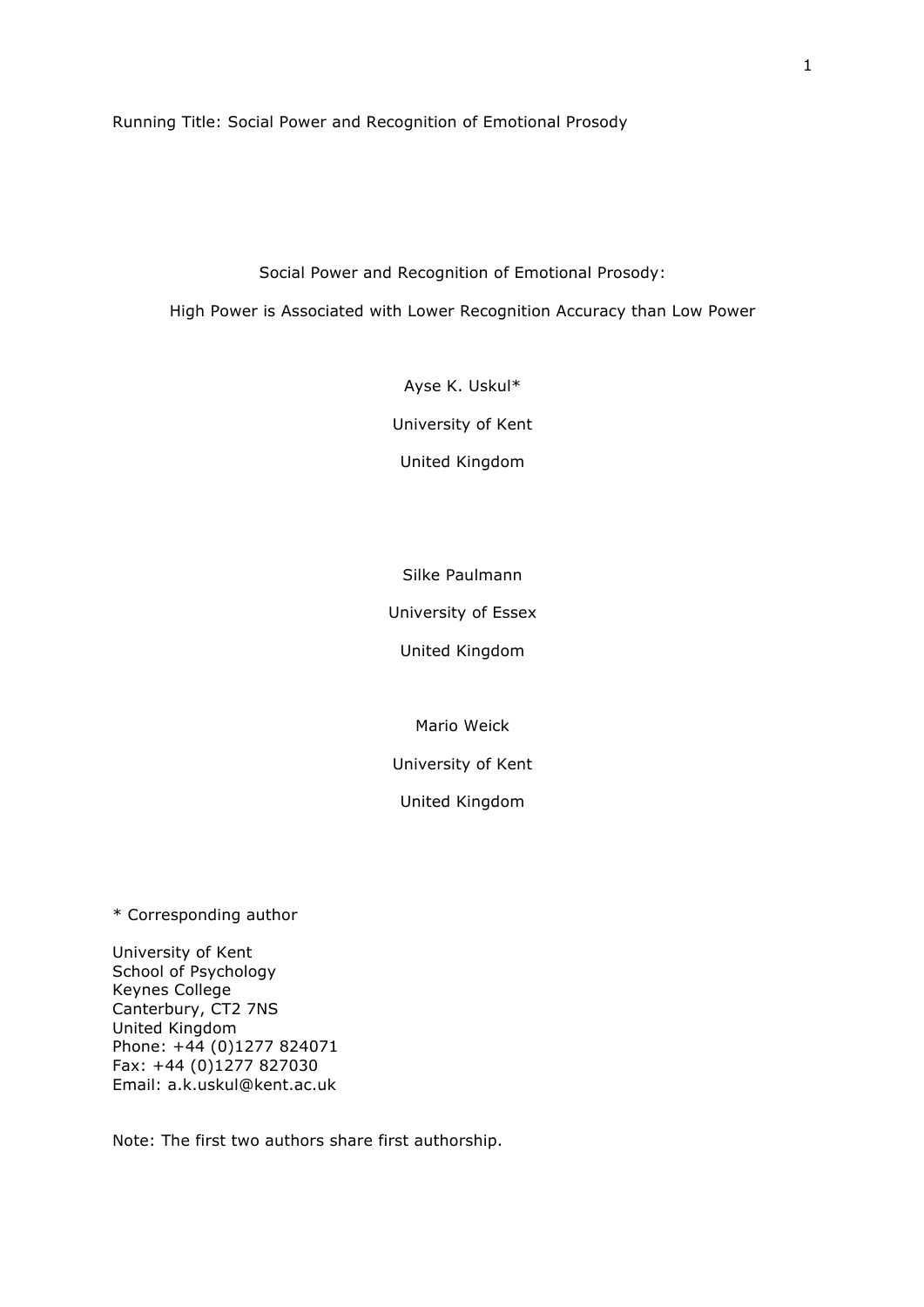Running Title: Social Power and Recognition of Emotional Prosody

# Social Power and Recognition of Emotional Prosody:

## High Power is Associated with Lower Recognition Accuracy than Low Power

Ayse K. Uskul*

University of Kent

United Kingdom

Silke Paulmann

University of Essex

United Kingdom

Mario Weick

University of Kent

United Kingdom

\* Corresponding author

University of Kent
School of Psychology
Keynes College
Canterbury, CT2 7NS
United Kingdom
Phone: +44 (0)1277 824071
Fax: +44 (0)1277 827030
Email: a.k.uskul@kent.ac.uk

Note: The first two authors share first authorship.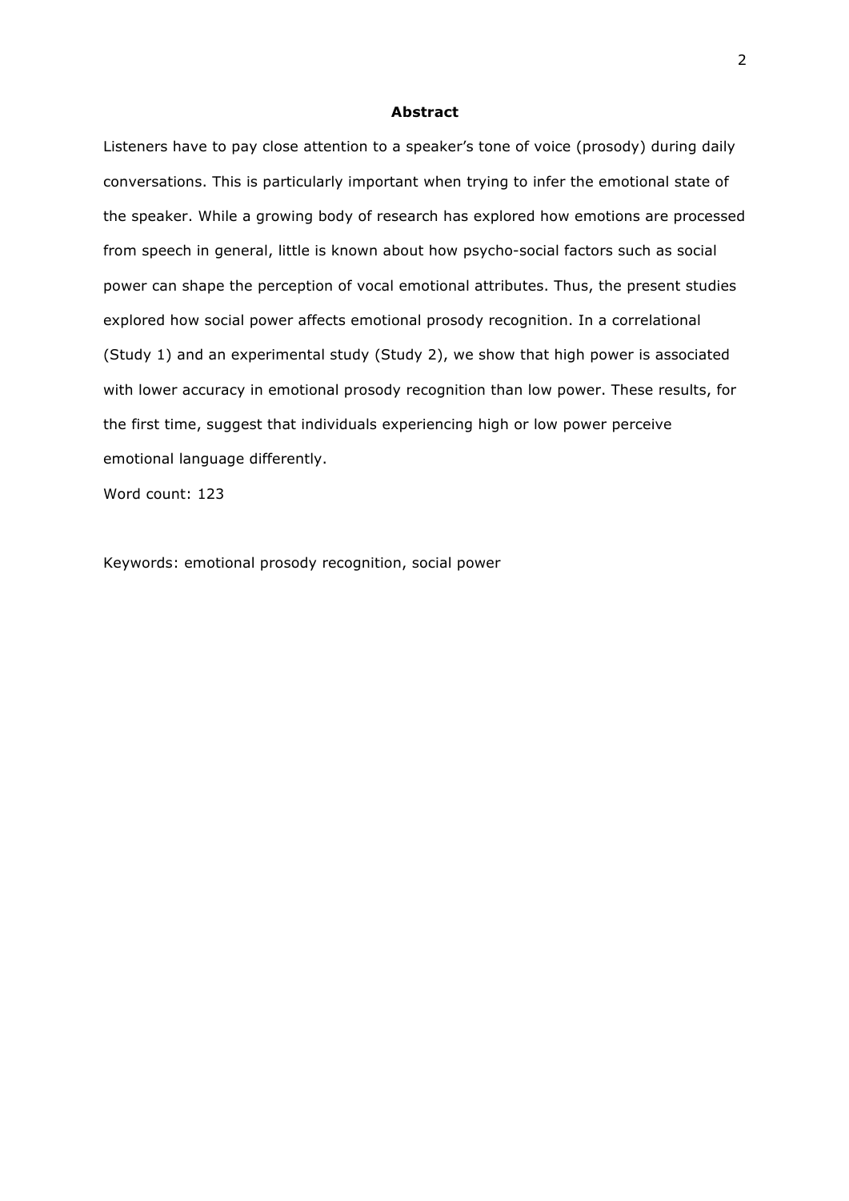## Abstract

Listeners have to pay close attention to a speaker's tone of voice (prosody) during daily conversations. This is particularly important when trying to infer the emotional state of the speaker. While a growing body of research has explored how emotions are processed from speech in general, little is known about how psycho-social factors such as social power can shape the perception of vocal emotional attributes. Thus, the present studies explored how social power affects emotional prosody recognition. In a correlational (Study 1) and an experimental study (Study 2), we show that high power is associated with lower accuracy in emotional prosody recognition than low power. These results, for the first time, suggest that individuals experiencing high or low power perceive emotional language differently.

Word count: 123

Keywords: emotional prosody recognition, social power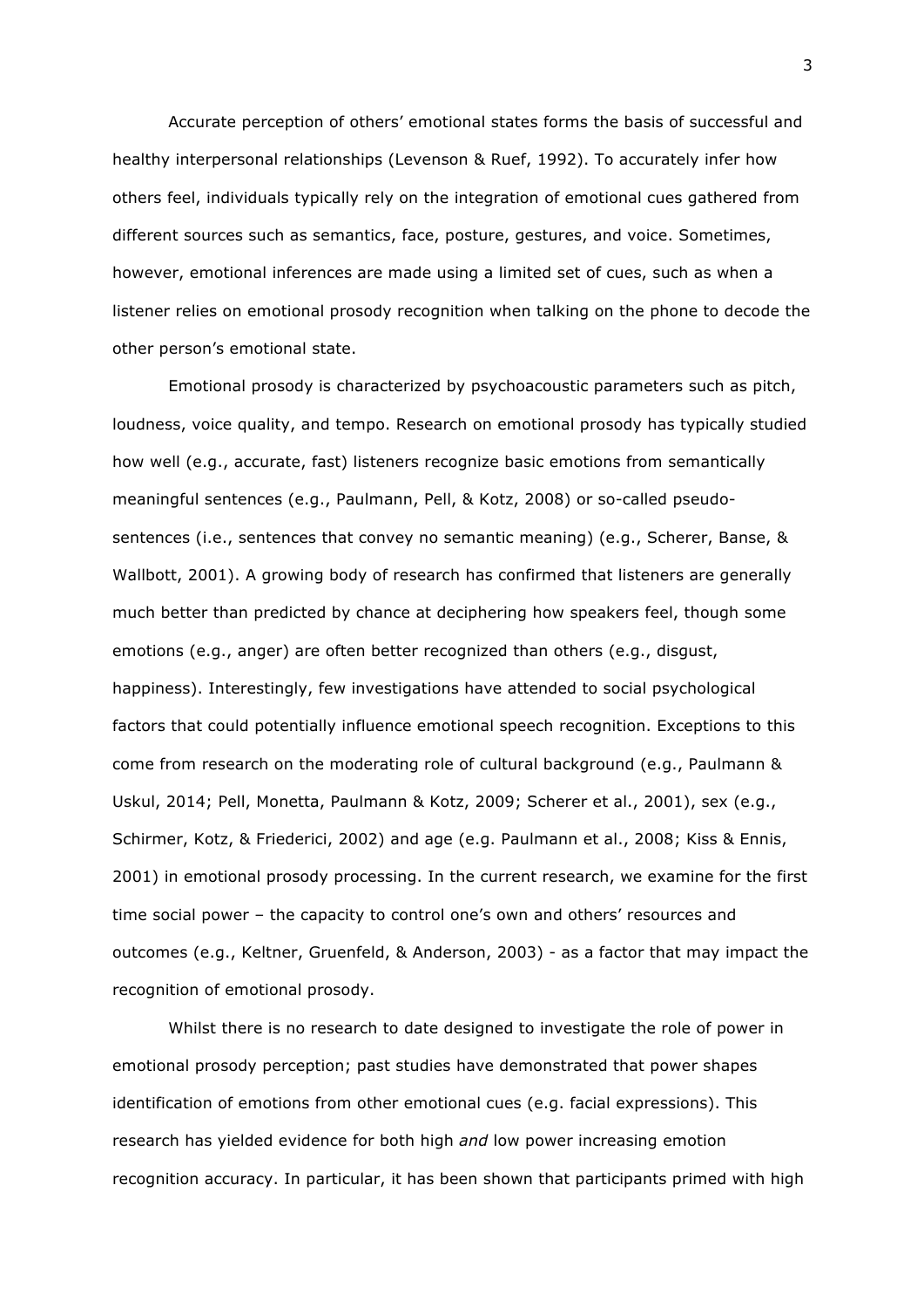Accurate perception of others' emotional states forms the basis of successful and healthy interpersonal relationships (Levenson & Ruef, 1992). To accurately infer how others feel, individuals typically rely on the integration of emotional cues gathered from different sources such as semantics, face, posture, gestures, and voice. Sometimes, however, emotional inferences are made using a limited set of cues, such as when a listener relies on emotional prosody recognition when talking on the phone to decode the other person's emotional state.

Emotional prosody is characterized by psychoacoustic parameters such as pitch, loudness, voice quality, and tempo. Research on emotional prosody has typically studied how well (e.g., accurate, fast) listeners recognize basic emotions from semantically meaningful sentences (e.g., Paulmann, Pell, & Kotz, 2008) or so-called pseudo-sentences (i.e., sentences that convey no semantic meaning) (e.g., Scherer, Banse, & Wallbott, 2001). A growing body of research has confirmed that listeners are generally much better than predicted by chance at deciphering how speakers feel, though some emotions (e.g., anger) are often better recognized than others (e.g., disgust, happiness). Interestingly, few investigations have attended to social psychological factors that could potentially influence emotional speech recognition. Exceptions to this come from research on the moderating role of cultural background (e.g., Paulmann & Uskul, 2014; Pell, Monetta, Paulmann & Kotz, 2009; Scherer et al., 2001), sex (e.g., Schirmer, Kotz, & Friederici, 2002) and age (e.g. Paulmann et al., 2008; Kiss & Ennis, 2001) in emotional prosody processing. In the current research, we examine for the first time social power – the capacity to control one's own and others' resources and outcomes (e.g., Keltner, Gruenfeld, & Anderson, 2003) - as a factor that may impact the recognition of emotional prosody.

Whilst there is no research to date designed to investigate the role of power in emotional prosody perception; past studies have demonstrated that power shapes identification of emotions from other emotional cues (e.g. facial expressions). This research has yielded evidence for both high *and* low power increasing emotion recognition accuracy. In particular, it has been shown that participants primed with high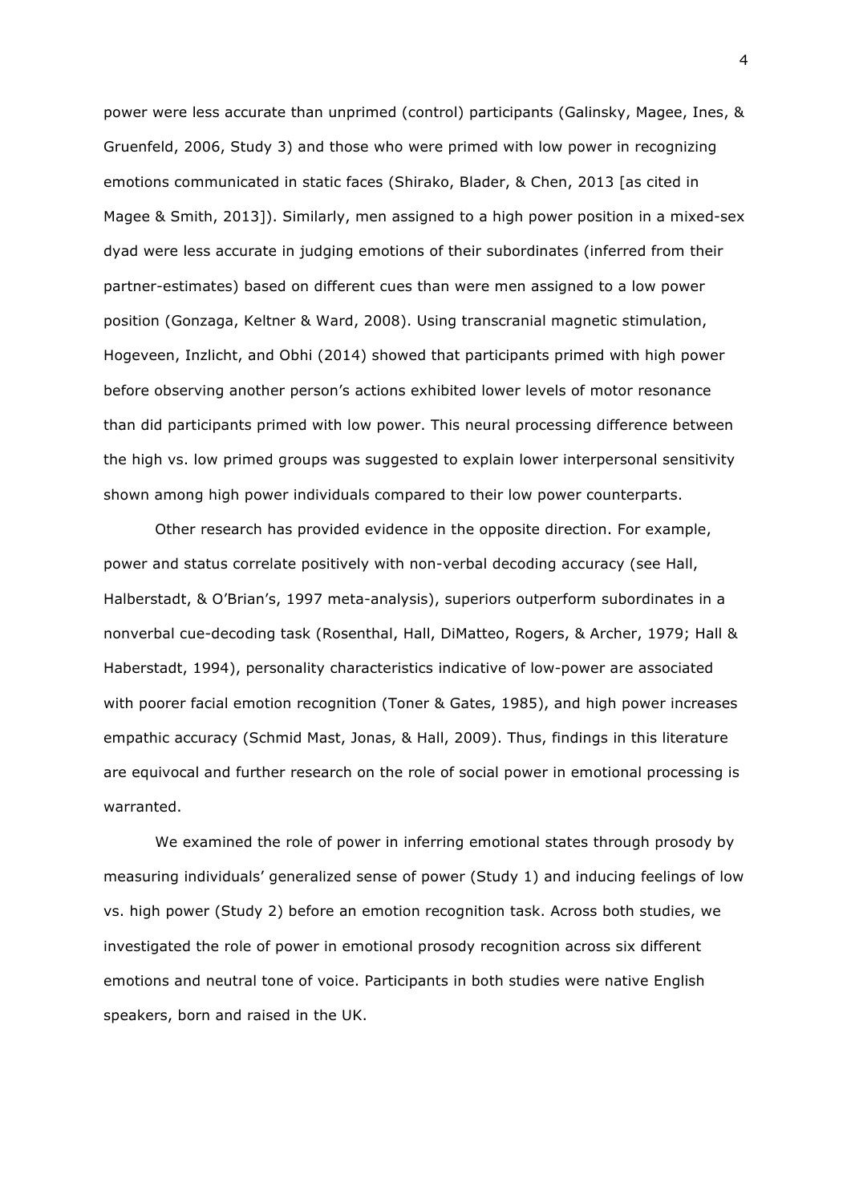power were less accurate than unprimed (control) participants (Galinsky, Magee, Ines, & Gruenfeld, 2006, Study 3) and those who were primed with low power in recognizing emotions communicated in static faces (Shirako, Blader, & Chen, 2013 [as cited in Magee & Smith, 2013]). Similarly, men assigned to a high power position in a mixed-sex dyad were less accurate in judging emotions of their subordinates (inferred from their partner-estimates) based on different cues than were men assigned to a low power position (Gonzaga, Keltner & Ward, 2008). Using transcranial magnetic stimulation, Hogeveen, Inzlicht, and Obhi (2014) showed that participants primed with high power before observing another person's actions exhibited lower levels of motor resonance than did participants primed with low power. This neural processing difference between the high vs. low primed groups was suggested to explain lower interpersonal sensitivity shown among high power individuals compared to their low power counterparts.

Other research has provided evidence in the opposite direction. For example, power and status correlate positively with non-verbal decoding accuracy (see Hall, Halberstadt, & O'Brian's, 1997 meta-analysis), superiors outperform subordinates in a nonverbal cue-decoding task (Rosenthal, Hall, DiMatteo, Rogers, & Archer, 1979; Hall & Haberstadt, 1994), personality characteristics indicative of low-power are associated with poorer facial emotion recognition (Toner & Gates, 1985), and high power increases empathic accuracy (Schmid Mast, Jonas, & Hall, 2009). Thus, findings in this literature are equivocal and further research on the role of social power in emotional processing is warranted.

We examined the role of power in inferring emotional states through prosody by measuring individuals' generalized sense of power (Study 1) and inducing feelings of low vs. high power (Study 2) before an emotion recognition task. Across both studies, we investigated the role of power in emotional prosody recognition across six different emotions and neutral tone of voice. Participants in both studies were native English speakers, born and raised in the UK.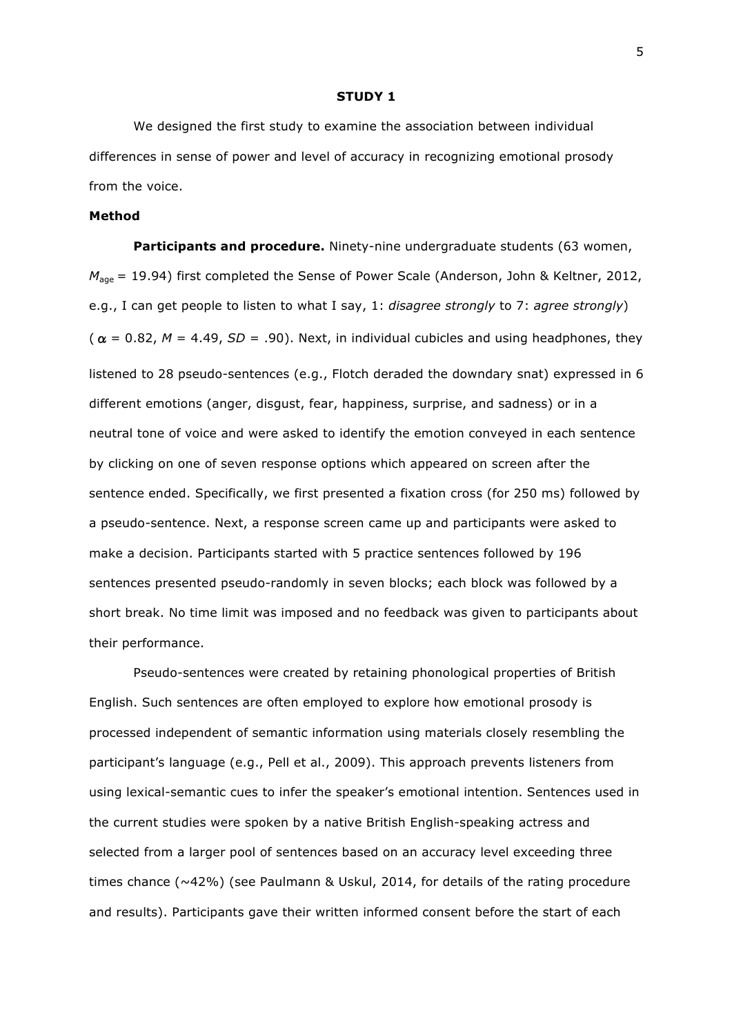## STUDY 1

We designed the first study to examine the association between individual differences in sense of power and level of accuracy in recognizing emotional prosody from the voice.

### Method

**Participants and procedure.** Ninety-nine undergraduate students (63 women, $M_{age}$ = 19.94) first completed the Sense of Power Scale (Anderson, John & Keltner, 2012, e.g., I can get people to listen to what I say, 1: *disagree strongly* to 7: *agree strongly*) ($\alpha$ = 0.82, *M* = 4.49, *SD* = .90). Next, in individual cubicles and using headphones, they listened to 28 pseudo-sentences (e.g., Flotch deraded the downdary snat) expressed in 6 different emotions (anger, disgust, fear, happiness, surprise, and sadness) or in a neutral tone of voice and were asked to identify the emotion conveyed in each sentence by clicking on one of seven response options which appeared on screen after the sentence ended. Specifically, we first presented a fixation cross (for 250 ms) followed by a pseudo-sentence. Next, a response screen came up and participants were asked to make a decision. Participants started with 5 practice sentences followed by 196 sentences presented pseudo-randomly in seven blocks; each block was followed by a short break. No time limit was imposed and no feedback was given to participants about their performance.

Pseudo-sentences were created by retaining phonological properties of British English. Such sentences are often employed to explore how emotional prosody is processed independent of semantic information using materials closely resembling the participant's language (e.g., Pell et al., 2009). This approach prevents listeners from using lexical-semantic cues to infer the speaker's emotional intention. Sentences used in the current studies were spoken by a native British English-speaking actress and selected from a larger pool of sentences based on an accuracy level exceeding three times chance (~42%) (see Paulmann & Uskul, 2014, for details of the rating procedure and results). Participants gave their written informed consent before the start of each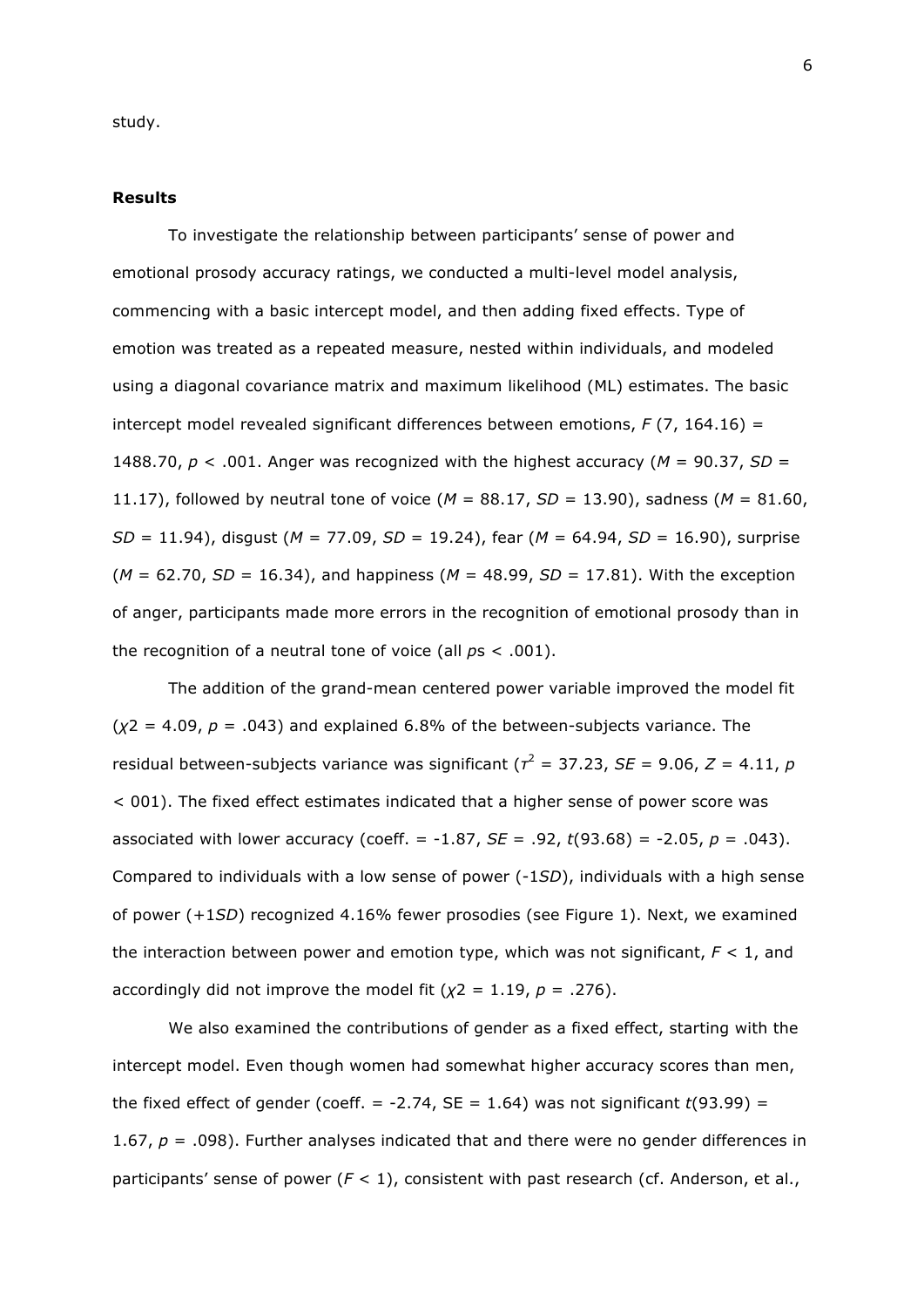study.

**Results**

To investigate the relationship between participants' sense of power and emotional prosody accuracy ratings, we conducted a multi-level model analysis, commencing with a basic intercept model, and then adding fixed effects. Type of emotion was treated as a repeated measure, nested within individuals, and modeled using a diagonal covariance matrix and maximum likelihood (ML) estimates. The basic intercept model revealed significant differences between emotions, $F$ (7, 164.16) = 1488.70, $p$ < .001. Anger was recognized with the highest accuracy ($M$ = 90.37, $SD$ = 11.17), followed by neutral tone of voice ($M$ = 88.17, $SD$ = 13.90), sadness ($M$ = 81.60, $SD$ = 11.94), disgust ($M$ = 77.09, $SD$ = 19.24), fear ($M$ = 64.94, $SD$ = 16.90), surprise ($M$ = 62.70, $SD$ = 16.34), and happiness ($M$ = 48.99, $SD$ = 17.81). With the exception of anger, participants made more errors in the recognition of emotional prosody than in the recognition of a neutral tone of voice (all $p$s < .001).

The addition of the grand-mean centered power variable improved the model fit ($\chi 2$ = 4.09, $p$ = .043) and explained 6.8% of the between-subjects variance. The residual between-subjects variance was significant ($\tau^2$ = 37.23, $SE$ = 9.06, $Z$ = 4.11, $p$ < 001). The fixed effect estimates indicated that a higher sense of power score was associated with lower accuracy (coeff. = -1.87, $SE$ = .92, $t$(93.68) = -2.05, $p$ = .043). Compared to individuals with a low sense of power (-1$SD$), individuals with a high sense of power (+1$SD$) recognized 4.16% fewer prosodies (see Figure 1). Next, we examined the interaction between power and emotion type, which was not significant, $F$ < 1, and accordingly did not improve the model fit ($\chi 2$ = 1.19, $p$ = .276).

We also examined the contributions of gender as a fixed effect, starting with the intercept model. Even though women had somewhat higher accuracy scores than men, the fixed effect of gender (coeff. = -2.74, SE = 1.64) was not significant $t$(93.99) = 1.67, $p$ = .098). Further analyses indicated that and there were no gender differences in participants' sense of power ($F$ < 1), consistent with past research (cf. Anderson, et al.,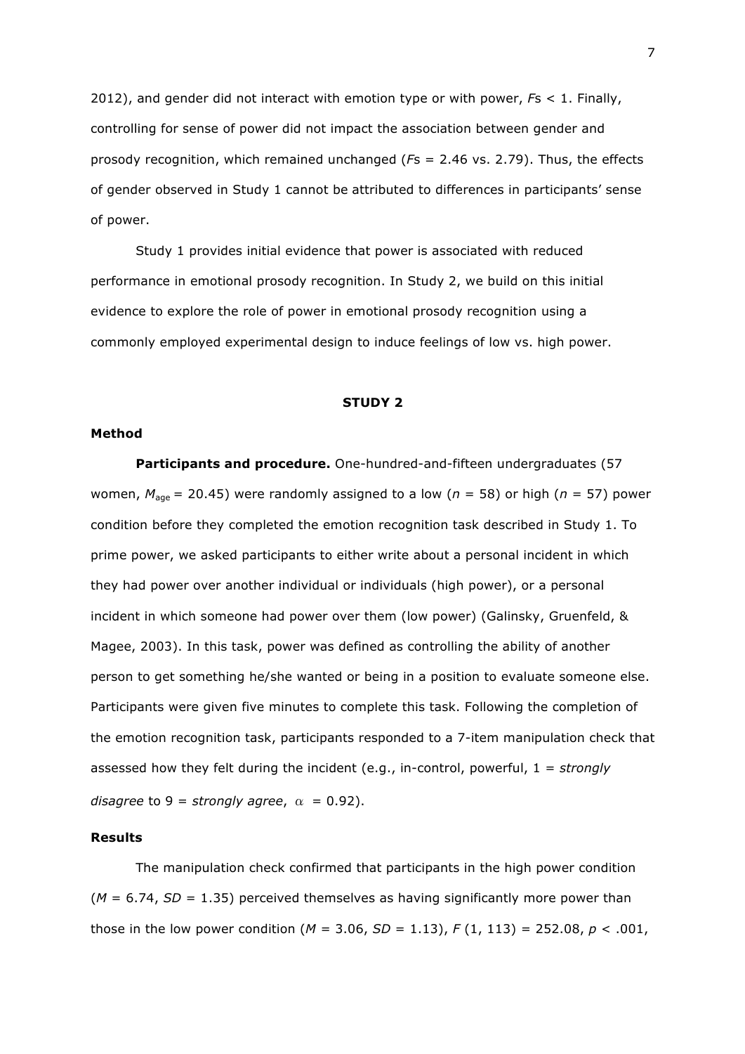2012), and gender did not interact with emotion type or with power, *F*s < 1. Finally, controlling for sense of power did not impact the association between gender and prosody recognition, which remained unchanged (*F*s = 2.46 vs. 2.79). Thus, the effects of gender observed in Study 1 cannot be attributed to differences in participants' sense of power.

Study 1 provides initial evidence that power is associated with reduced performance in emotional prosody recognition. In Study 2, we build on this initial evidence to explore the role of power in emotional prosody recognition using a commonly employed experimental design to induce feelings of low vs. high power.

## STUDY 2

### Method

**Participants and procedure.** One-hundred-and-fifteen undergraduates (57 women, $M_{\text{age}} = 20.45$) were randomly assigned to a low ($n = 58$) or high ($n = 57$) power condition before they completed the emotion recognition task described in Study 1. To prime power, we asked participants to either write about a personal incident in which they had power over another individual or individuals (high power), or a personal incident in which someone had power over them (low power) (Galinsky, Gruenfeld, & Magee, 2003). In this task, power was defined as controlling the ability of another person to get something he/she wanted or being in a position to evaluate someone else. Participants were given five minutes to complete this task. Following the completion of the emotion recognition task, participants responded to a 7-item manipulation check that assessed how they felt during the incident (e.g., in-control, powerful, 1 = *strongly disagree* to 9 = *strongly agree*, $\alpha = 0.92$).

### Results

The manipulation check confirmed that participants in the high power condition ($M = 6.74$, $SD = 1.35$) perceived themselves as having significantly more power than those in the low power condition ($M = 3.06$, $SD = 1.13$), $F(1, 113) = 252.08$, $p < .001$,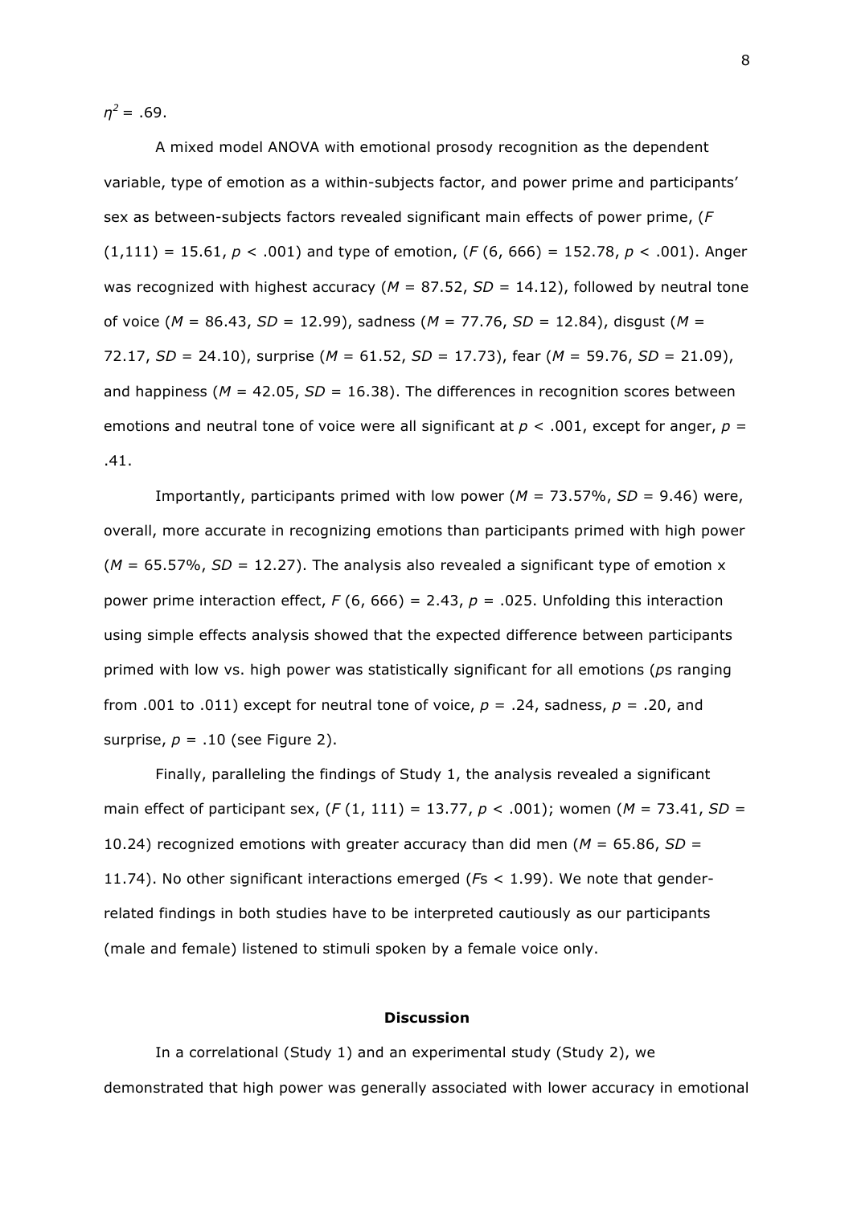$\eta^2 = .69$.

A mixed model ANOVA with emotional prosody recognition as the dependent variable, type of emotion as a within-subjects factor, and power prime and participants' sex as between-subjects factors revealed significant main effects of power prime, ($F$ $(1,111) = 15.61$, $p < .001$) and type of emotion, ($F$ $(6, 666) = 152.78$, $p < .001$). Anger was recognized with highest accuracy ($M = 87.52$, $SD = 14.12$), followed by neutral tone of voice ($M = 86.43$, $SD = 12.99$), sadness ($M = 77.76$, $SD = 12.84$), disgust ($M = 72.17$, $SD = 24.10$), surprise ($M = 61.52$, $SD = 17.73$), fear ($M = 59.76$, $SD = 21.09$), and happiness ($M = 42.05$, $SD = 16.38$). The differences in recognition scores between emotions and neutral tone of voice were all significant at $p < .001$, except for anger, $p = .41$.

Importantly, participants primed with low power ($M = 73.57\%$, $SD = 9.46$) were, overall, more accurate in recognizing emotions than participants primed with high power ($M = 65.57\%$, $SD = 12.27$). The analysis also revealed a significant type of emotion x power prime interaction effect, $F$ $(6, 666) = 2.43$, $p = .025$. Unfolding this interaction using simple effects analysis showed that the expected difference between participants primed with low vs. high power was statistically significant for all emotions ($p$s ranging from .001 to .011) except for neutral tone of voice, $p = .24$, sadness, $p = .20$, and surprise, $p = .10$ (see Figure 2).

Finally, paralleling the findings of Study 1, the analysis revealed a significant main effect of participant sex, ($F$ $(1, 111) = 13.77$, $p < .001$); women ($M = 73.41$, $SD = 10.24$) recognized emotions with greater accuracy than did men ($M = 65.86$, $SD = 11.74$). No other significant interactions emerged ($F$s $< 1.99$). We note that gender-related findings in both studies have to be interpreted cautiously as our participants (male and female) listened to stimuli spoken by a female voice only.

## Discussion

In a correlational (Study 1) and an experimental study (Study 2), we demonstrated that high power was generally associated with lower accuracy in emotional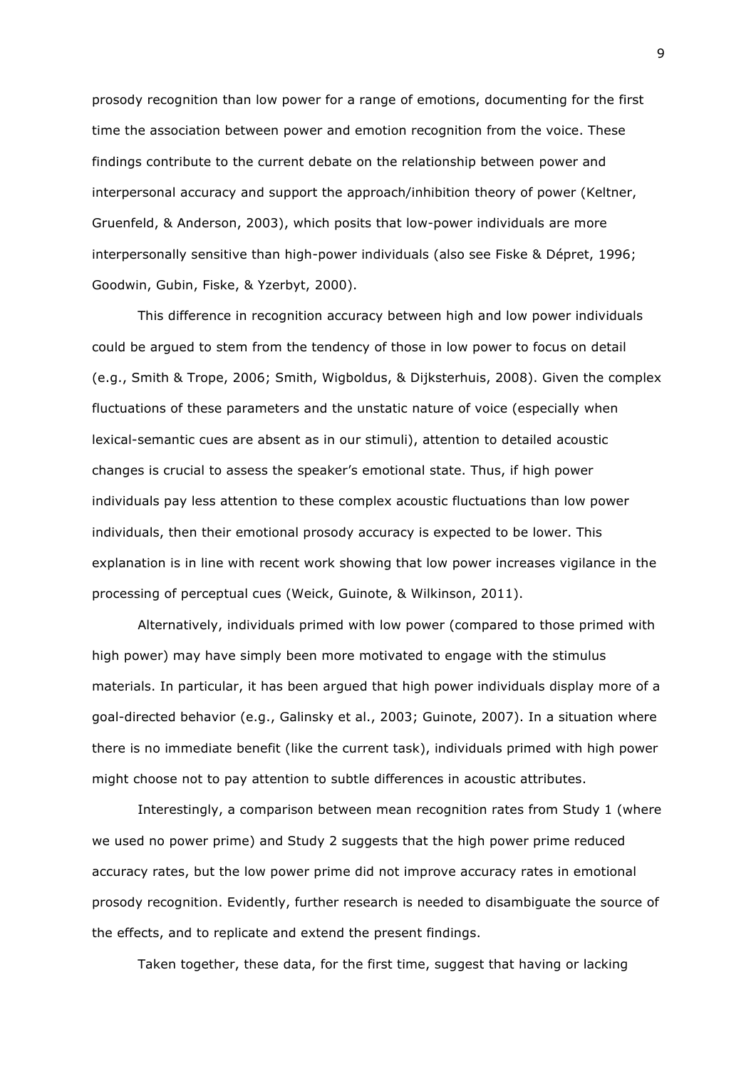prosody recognition than low power for a range of emotions, documenting for the first time the association between power and emotion recognition from the voice. These findings contribute to the current debate on the relationship between power and interpersonal accuracy and support the approach/inhibition theory of power (Keltner, Gruenfeld, & Anderson, 2003), which posits that low-power individuals are more interpersonally sensitive than high-power individuals (also see Fiske & Dépret, 1996; Goodwin, Gubin, Fiske, & Yzerbyt, 2000).

This difference in recognition accuracy between high and low power individuals could be argued to stem from the tendency of those in low power to focus on detail (e.g., Smith & Trope, 2006; Smith, Wigboldus, & Dijksterhuis, 2008). Given the complex fluctuations of these parameters and the unstatic nature of voice (especially when lexical-semantic cues are absent as in our stimuli), attention to detailed acoustic changes is crucial to assess the speaker's emotional state. Thus, if high power individuals pay less attention to these complex acoustic fluctuations than low power individuals, then their emotional prosody accuracy is expected to be lower. This explanation is in line with recent work showing that low power increases vigilance in the processing of perceptual cues (Weick, Guinote, & Wilkinson, 2011).

Alternatively, individuals primed with low power (compared to those primed with high power) may have simply been more motivated to engage with the stimulus materials. In particular, it has been argued that high power individuals display more of a goal-directed behavior (e.g., Galinsky et al., 2003; Guinote, 2007). In a situation where there is no immediate benefit (like the current task), individuals primed with high power might choose not to pay attention to subtle differences in acoustic attributes.

Interestingly, a comparison between mean recognition rates from Study 1 (where we used no power prime) and Study 2 suggests that the high power prime reduced accuracy rates, but the low power prime did not improve accuracy rates in emotional prosody recognition. Evidently, further research is needed to disambiguate the source of the effects, and to replicate and extend the present findings.

Taken together, these data, for the first time, suggest that having or lacking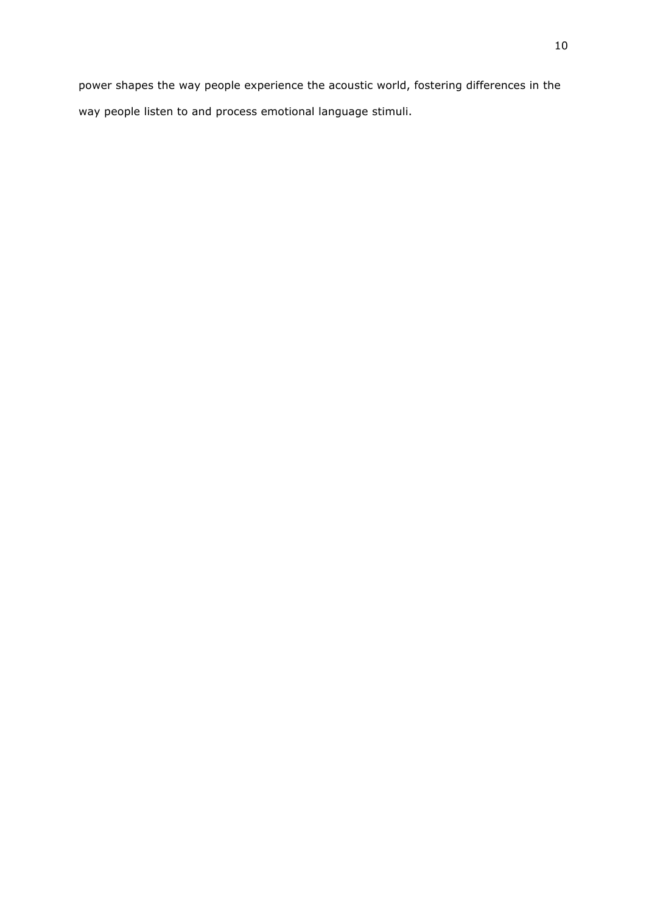power shapes the way people experience the acoustic world, fostering differences in the way people listen to and process emotional language stimuli.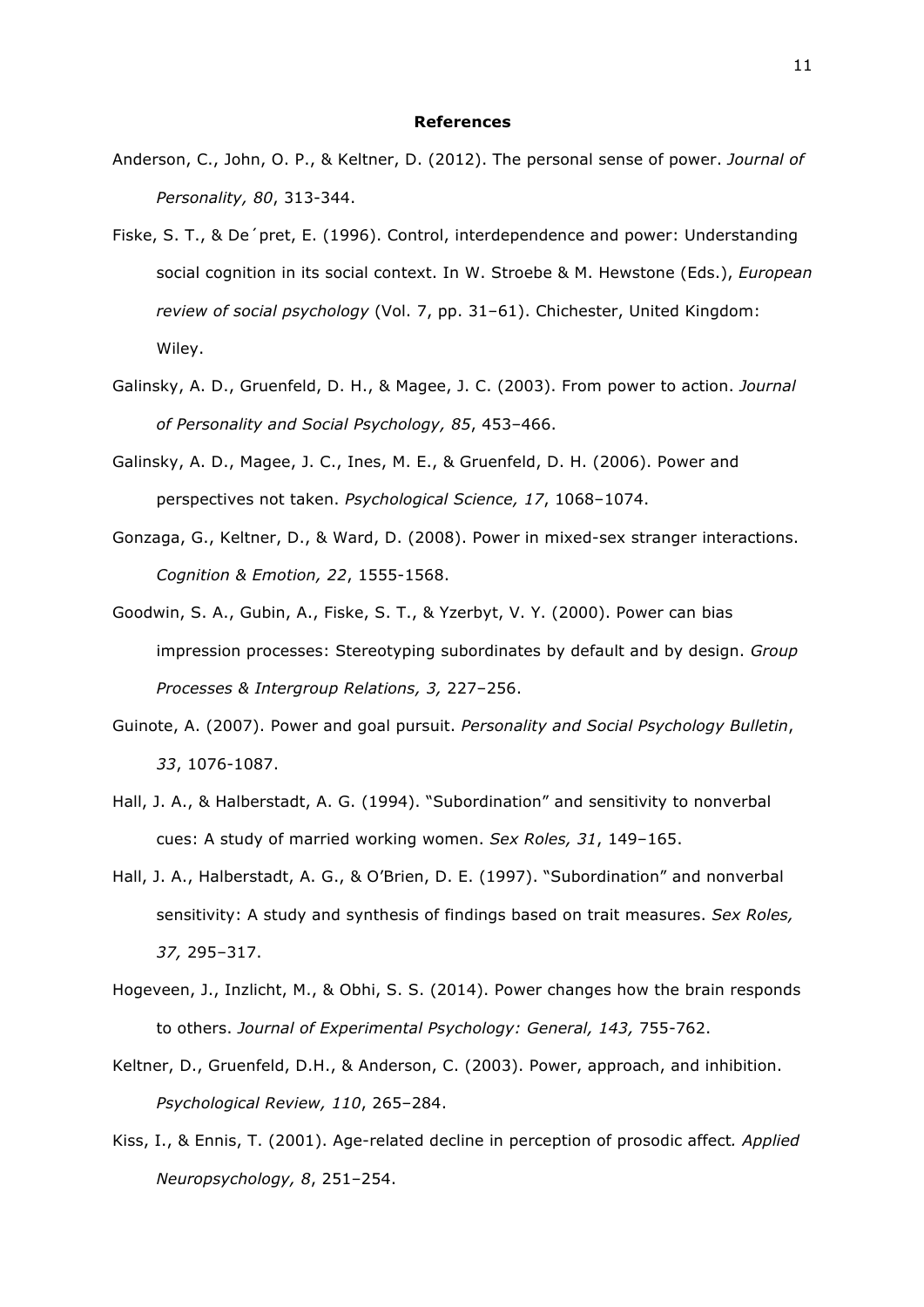**References**

Anderson, C., John, O. P., & Keltner, D. (2012). The personal sense of power. *Journal of Personality, 80*, 313-344.

Fiske, S. T., & De´pret, E. (1996). Control, interdependence and power: Understanding social cognition in its social context. In W. Stroebe & M. Hewstone (Eds.), *European review of social psychology* (Vol. 7, pp. 31–61). Chichester, United Kingdom: Wiley.

Galinsky, A. D., Gruenfeld, D. H., & Magee, J. C. (2003). From power to action. *Journal of Personality and Social Psychology, 85*, 453–466.

Galinsky, A. D., Magee, J. C., Ines, M. E., & Gruenfeld, D. H. (2006). Power and perspectives not taken. *Psychological Science, 17*, 1068–1074.

Gonzaga, G., Keltner, D., & Ward, D. (2008). Power in mixed-sex stranger interactions. *Cognition & Emotion, 22*, 1555-1568.

Goodwin, S. A., Gubin, A., Fiske, S. T., & Yzerbyt, V. Y. (2000). Power can bias impression processes: Stereotyping subordinates by default and by design. *Group Processes & Intergroup Relations, 3,* 227–256.

Guinote, A. (2007). Power and goal pursuit. *Personality and Social Psychology Bulletin*, *33*, 1076-1087.

Hall, J. A., & Halberstadt, A. G. (1994). "Subordination" and sensitivity to nonverbal cues: A study of married working women. *Sex Roles, 31*, 149–165.

Hall, J. A., Halberstadt, A. G., & O'Brien, D. E. (1997). "Subordination" and nonverbal sensitivity: A study and synthesis of findings based on trait measures. *Sex Roles, 37,* 295–317.

Hogeveen, J., Inzlicht, M., & Obhi, S. S. (2014). Power changes how the brain responds to others. *Journal of Experimental Psychology: General, 143,* 755-762.

Keltner, D., Gruenfeld, D.H., & Anderson, C. (2003). Power, approach, and inhibition. *Psychological Review, 110*, 265–284.

Kiss, I., & Ennis, T. (2001). Age-related decline in perception of prosodic affect*. Applied Neuropsychology, 8*, 251–254.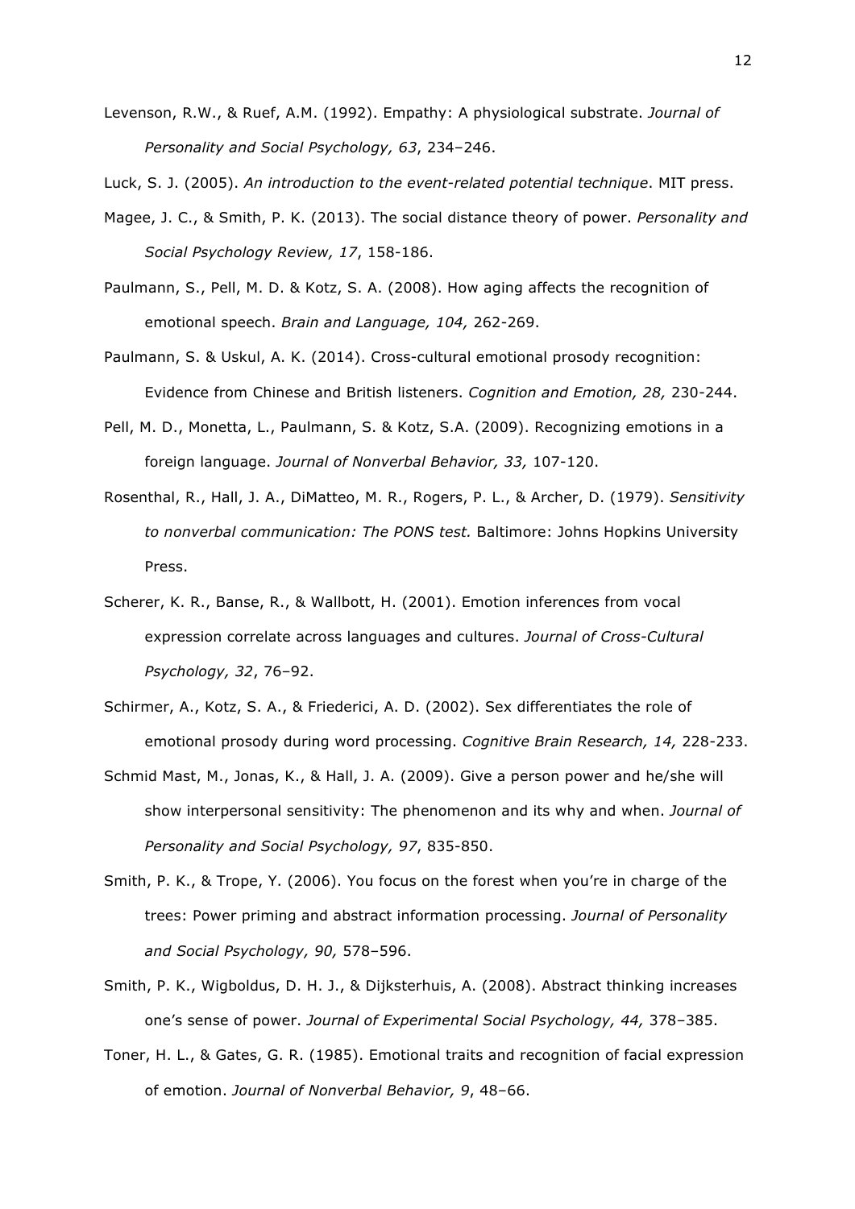Levenson, R.W., & Ruef, A.M. (1992). Empathy: A physiological substrate. *Journal of Personality and Social Psychology, 63*, 234–246.

Luck, S. J. (2005). *An introduction to the event-related potential technique*. MIT press.

Magee, J. C., & Smith, P. K. (2013). The social distance theory of power. *Personality and Social Psychology Review, 17*, 158-186.

Paulmann, S., Pell, M. D. & Kotz, S. A. (2008). How aging affects the recognition of emotional speech. *Brain and Language, 104,* 262-269.

Paulmann, S. & Uskul, A. K. (2014). Cross-cultural emotional prosody recognition: Evidence from Chinese and British listeners. *Cognition and Emotion, 28,* 230-244.

Pell, M. D., Monetta, L., Paulmann, S. & Kotz, S.A. (2009). Recognizing emotions in a foreign language. *Journal of Nonverbal Behavior, 33,* 107-120.

Rosenthal, R., Hall, J. A., DiMatteo, M. R., Rogers, P. L., & Archer, D. (1979). *Sensitivity to nonverbal communication: The PONS test.* Baltimore: Johns Hopkins University Press.

Scherer, K. R., Banse, R., & Wallbott, H. (2001). Emotion inferences from vocal expression correlate across languages and cultures. *Journal of Cross-Cultural Psychology, 32*, 76–92.

Schirmer, A., Kotz, S. A., & Friederici, A. D. (2002). Sex differentiates the role of emotional prosody during word processing. *Cognitive Brain Research, 14,* 228-233.

Schmid Mast, M., Jonas, K., & Hall, J. A. (2009). Give a person power and he/she will show interpersonal sensitivity: The phenomenon and its why and when. *Journal of Personality and Social Psychology, 97*, 835-850.

Smith, P. K., & Trope, Y. (2006). You focus on the forest when you're in charge of the trees: Power priming and abstract information processing. *Journal of Personality and Social Psychology, 90,* 578–596.

Smith, P. K., Wigboldus, D. H. J., & Dijksterhuis, A. (2008). Abstract thinking increases one's sense of power. *Journal of Experimental Social Psychology, 44,* 378–385.

Toner, H. L., & Gates, G. R. (1985). Emotional traits and recognition of facial expression of emotion. *Journal of Nonverbal Behavior, 9*, 48–66.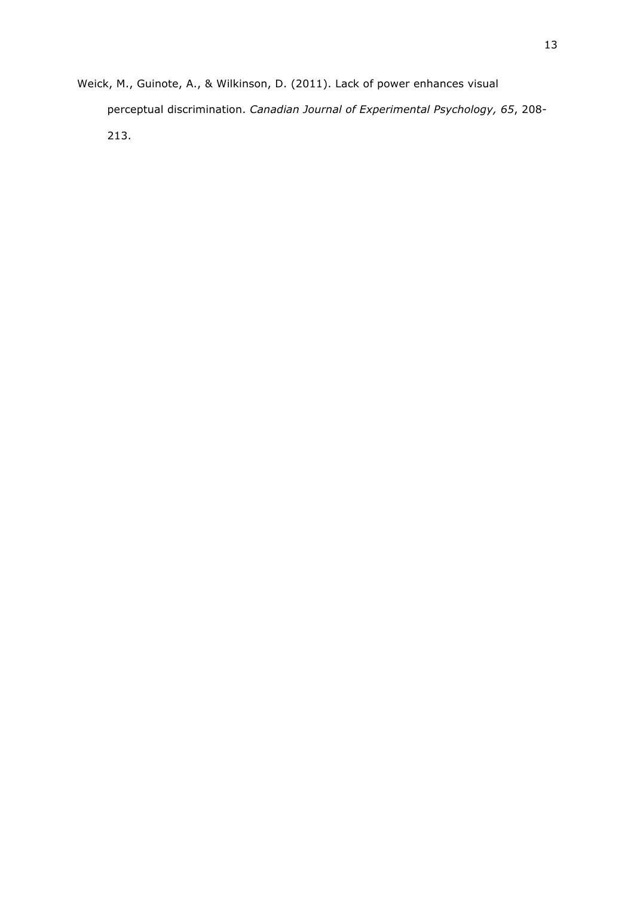Weick, M., Guinote, A., & Wilkinson, D. (2011). Lack of power enhances visual perceptual discrimination. *Canadian Journal of Experimental Psychology, 65*, 208-213.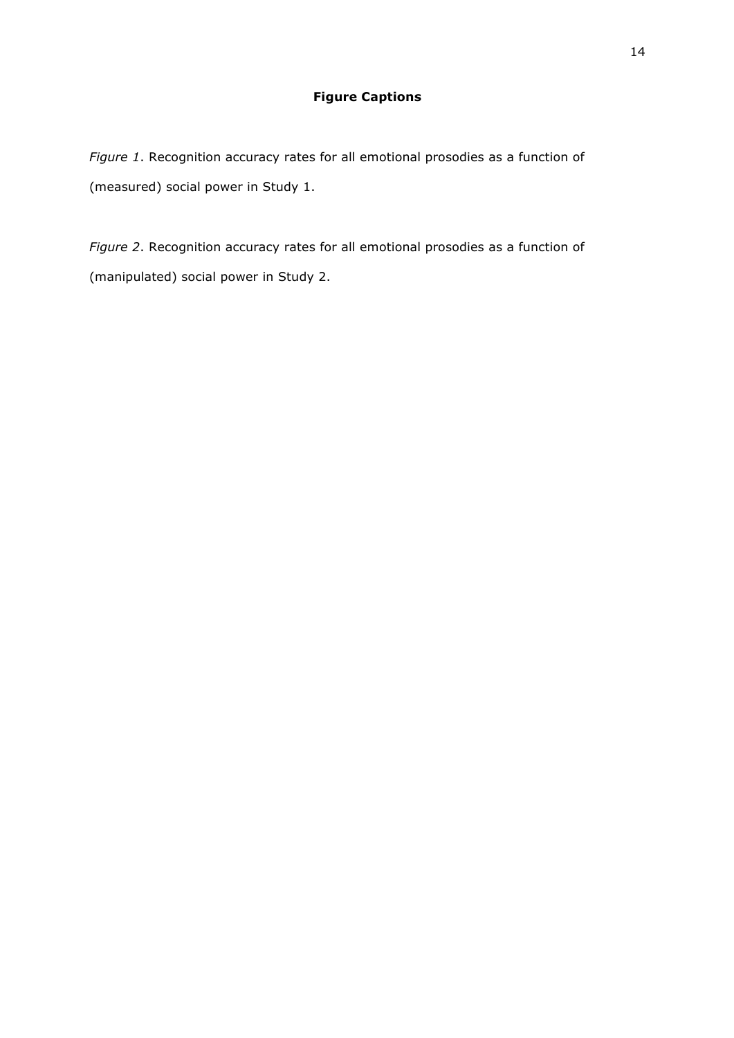## Figure Captions

*Figure 1*. Recognition accuracy rates for all emotional prosodies as a function of (measured) social power in Study 1.

*Figure 2*. Recognition accuracy rates for all emotional prosodies as a function of (manipulated) social power in Study 2.